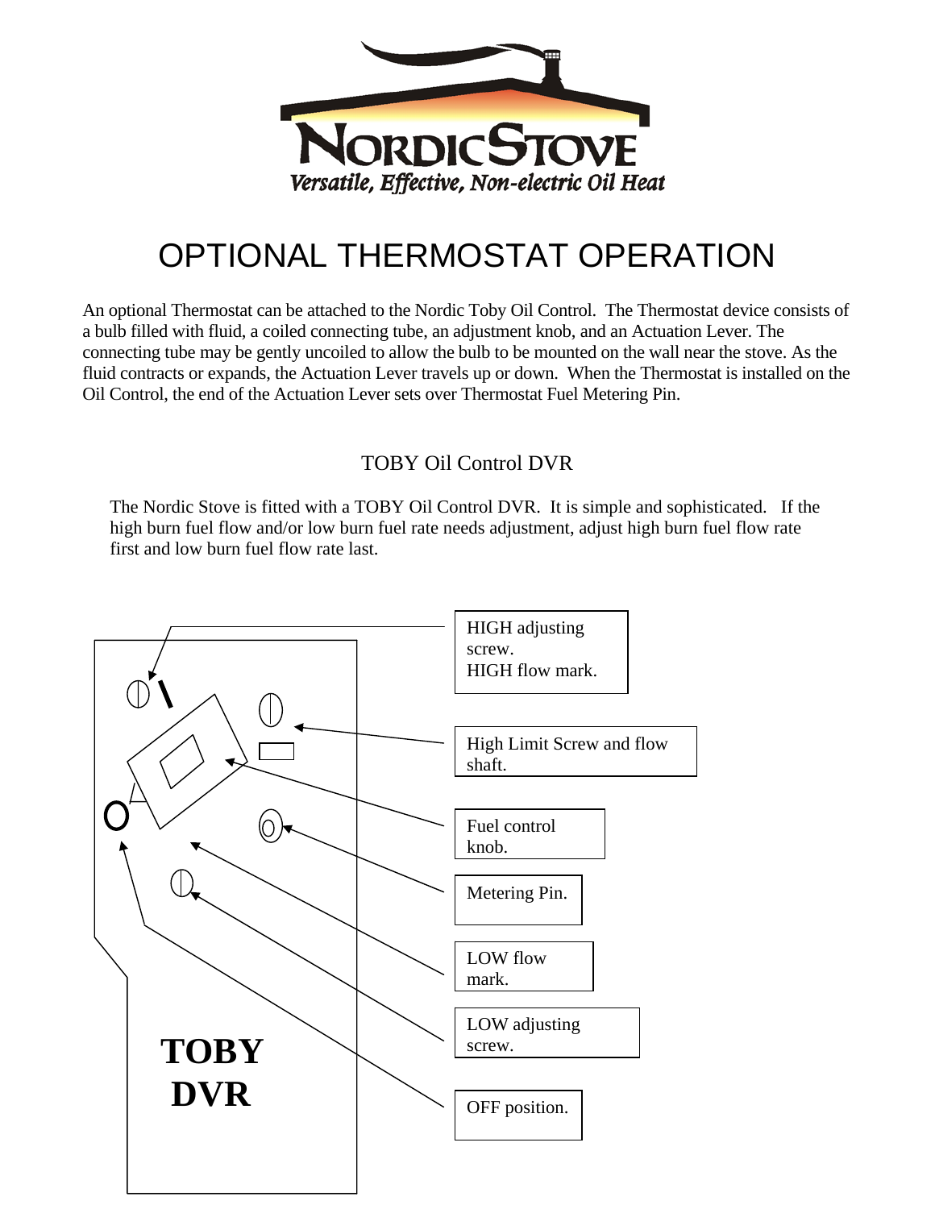NordicStove

*Versatile, Effective, Non-electric Oil Heat*

# OPTIONAL THERMOSTAT OPERATION

An optional Thermostat can be attached to the Nordic Toby Oil Control. The Thermostat device consists of a bulb filled with fluid, a coiled connecting tube, an adjustment knob, and an Actuation Lever. The connecting tube may be gently uncoiled to allow the bulb to be mounted on the wall near the stove. As the fluid contracts or expands, the Actuation Lever travels up or down. When the Thermostat is installed on the Oil Control, the end of the Actuation Lever sets over Thermostat Fuel Metering Pin.

## TOBY Oil Control DVR

The Nordic Stove is fitted with a TOBY Oil Control DVR. It is simple and sophisticated. If the high burn fuel flow and/or low burn fuel rate needs adjustment, adjust high burn fuel flow rate first and low burn fuel flow rate last.

HIGH adjusting screw.
HIGH flow mark.

High Limit Screw and flow shaft.

Fuel control knob.

Metering Pin.

LOW flow mark.

LOW adjusting screw.

OFF position.

**TOBY DVR**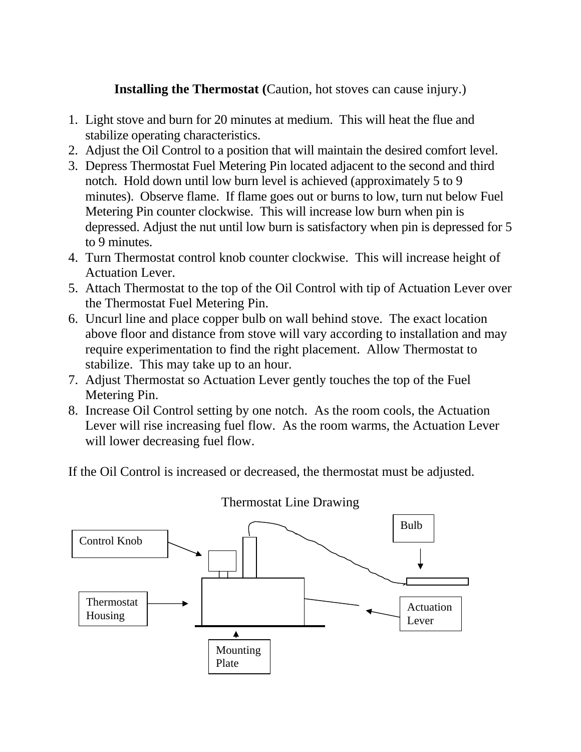**Installing the Thermostat (**Caution, hot stoves can cause injury.)

1. Light stove and burn for 20 minutes at medium. This will heat the flue and stabilize operating characteristics.
2. Adjust the Oil Control to a position that will maintain the desired comfort level.
3. Depress Thermostat Fuel Metering Pin located adjacent to the second and third notch. Hold down until low burn level is achieved (approximately 5 to 9 minutes). Observe flame. If flame goes out or burns to low, turn nut below Fuel Metering Pin counter clockwise. This will increase low burn when pin is depressed. Adjust the nut until low burn is satisfactory when pin is depressed for 5 to 9 minutes.
4. Turn Thermostat control knob counter clockwise. This will increase height of Actuation Lever.
5. Attach Thermostat to the top of the Oil Control with tip of Actuation Lever over the Thermostat Fuel Metering Pin.
6. Uncurl line and place copper bulb on wall behind stove. The exact location above floor and distance from stove will vary according to installation and may require experimentation to find the right placement. Allow Thermostat to stabilize. This may take up to an hour.
7. Adjust Thermostat so Actuation Lever gently touches the top of the Fuel Metering Pin.
8. Increase Oil Control setting by one notch. As the room cools, the Actuation Lever will rise increasing fuel flow. As the room warms, the Actuation Lever will lower decreasing fuel flow.

If the Oil Control is increased or decreased, the thermostat must be adjusted.

Thermostat Line Drawing

Control Knob

Bulb

Thermostat Housing

Actuation Lever

Mounting Plate